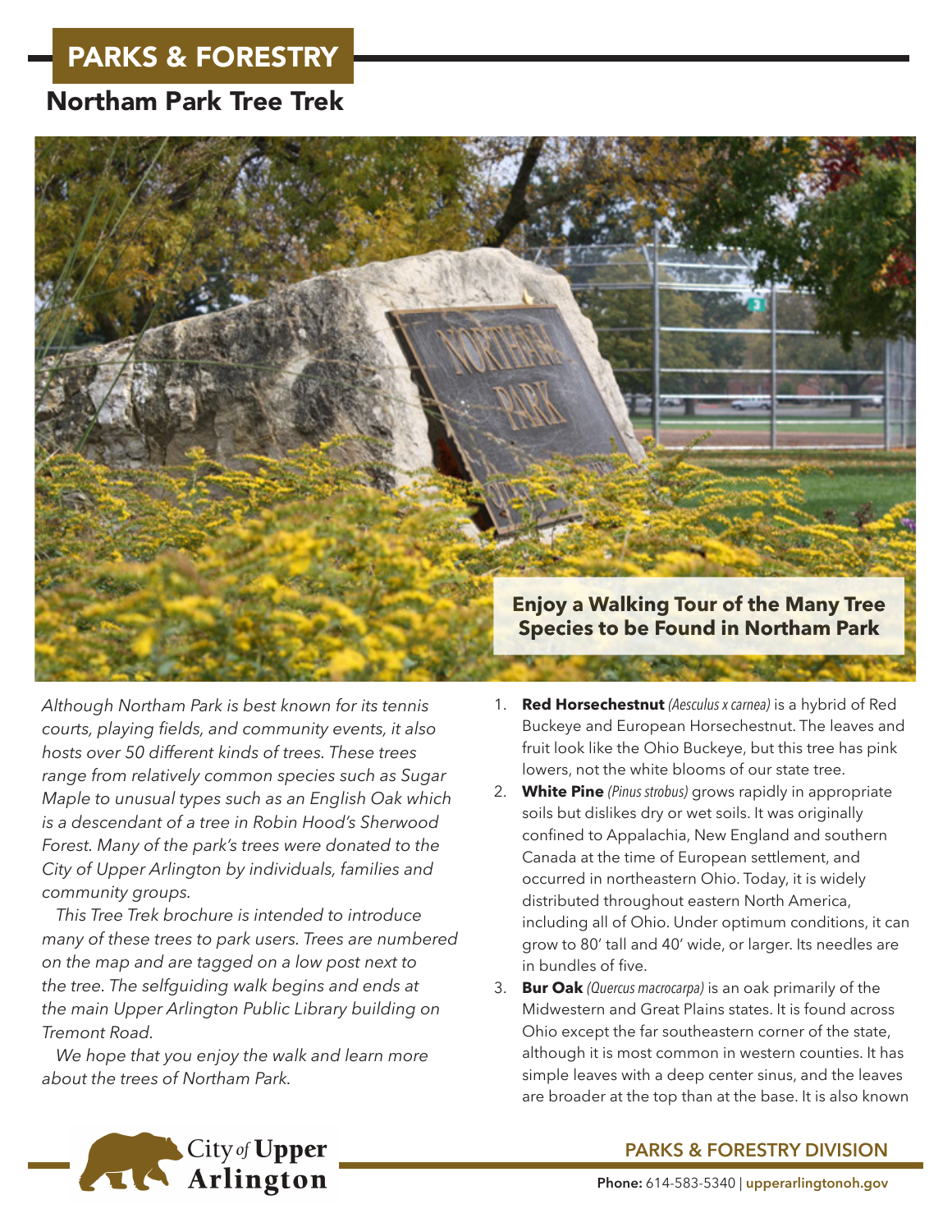# PARKS & FORESTRY

## Northam Park Tree Trek

**Enjoy a Walking Tour of the Many Tree Species to be Found in Northam Park**

*Although Northam Park is best known for its tennis courts, playing fields, and community events, it also hosts over 50 different kinds of trees. These trees range from relatively common species such as Sugar Maple to unusual types such as an English Oak which is a descendant of a tree in Robin Hood's Sherwood Forest. Many of the park's trees were donated to the City of Upper Arlington by individuals, families and community groups.*

*This Tree Trek brochure is intended to introduce many of these trees to park users. Trees are numbered on the map and are tagged on a low post next to the tree. The selfguiding walk begins and ends at the main Upper Arlington Public Library building on Tremont Road.*

*We hope that you enjoy the walk and learn more about the trees of Northam Park.*

1. **Red Horsechestnut** *(Aesculus x carnea)* is a hybrid of Red Buckeye and European Horsechestnut. The leaves and fruit look like the Ohio Buckeye, but this tree has pink lowers, not the white blooms of our state tree.
2. **White Pine** *(Pinus strobus)* grows rapidly in appropriate soils but dislikes dry or wet soils. It was originally confined to Appalachia, New England and southern Canada at the time of European settlement, and occurred in northeastern Ohio. Today, it is widely distributed throughout eastern North America, including all of Ohio. Under optimum conditions, it can grow to 80' tall and 40' wide, or larger. Its needles are in bundles of five.
3. **Bur Oak** *(Quercus macrocarpa)* is an oak primarily of the Midwestern and Great Plains states. It is found across Ohio except the far southeastern corner of the state, although it is most common in western counties. It has simple leaves with a deep center sinus, and the leaves are broader at the top than at the base. It is also known

City of Upper Arlington

**PARKS & FORESTRY DIVISION**

**Phone:** 614-583-5340 | **upperarlingtonoh.gov**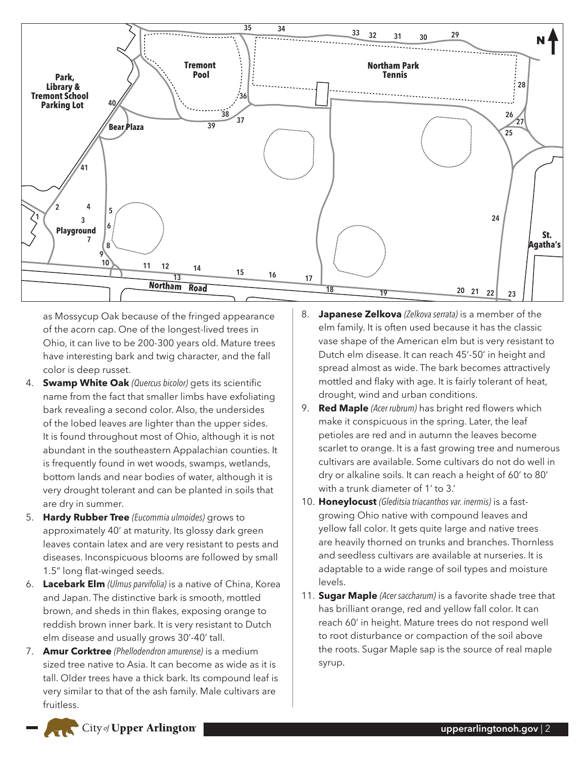as Mossycup Oak because of the fringed appearance of the acorn cap. One of the longest-lived trees in Ohio, it can live to be 200-300 years old. Mature trees have interesting bark and twig character, and the fall color is deep russet.

4. **Swamp White Oak** *(Quercus bicolor)* gets its scientific name from the fact that smaller limbs have exfoliating bark revealing a second color. Also, the undersides of the lobed leaves are lighter than the upper sides. It is found throughout most of Ohio, although it is not abundant in the southeastern Appalachian counties. It is frequently found in wet woods, swamps, wetlands, bottom lands and near bodies of water, although it is very drought tolerant and can be planted in soils that are dry in summer.
5. **Hardy Rubber Tree** *(Eucommia ulmoides)* grows to approximately 40′ at maturity. Its glossy dark green leaves contain latex and are very resistant to pests and diseases. Inconspicuous blooms are followed by small 1.5″ long flat-winged seeds.
6. **Lacebark Elm** *(Ulmus parvifolia)* is a native of China, Korea and Japan. The distinctive bark is smooth, mottled brown, and sheds in thin flakes, exposing orange to reddish brown inner bark. It is very resistant to Dutch elm disease and usually grows 30′-40′ tall.
7. **Amur Corktree** *(Phellodendron amurense)* is a medium sized tree native to Asia. It can become as wide as it is tall. Older trees have a thick bark. Its compound leaf is very similar to that of the ash family. Male cultivars are fruitless.
8. **Japanese Zelkova** *(Zelkova serrata)* is a member of the elm family. It is often used because it has the classic vase shape of the American elm but is very resistant to Dutch elm disease. It can reach 45′-50′ in height and spread almost as wide. The bark becomes attractively mottled and flaky with age. It is fairly tolerant of heat, drought, wind and urban conditions.
9. **Red Maple** *(Acer rubrum)* has bright red flowers which make it conspicuous in the spring. Later, the leaf petioles are red and in autumn the leaves become scarlet to orange. It is a fast growing tree and numerous cultivars are available. Some cultivars do not do well in dry or alkaline soils. It can reach a height of 60′ to 80′ with a trunk diameter of 1′ to 3.′
10. **Honeylocust** *(Gleditsia triacanthos var. inermis)* is a fast-growing Ohio native with compound leaves and yellow fall color. It gets quite large and native trees are heavily thorned on trunks and branches. Thornless and seedless cultivars are available at nurseries. It is adaptable to a wide range of soil types and moisture levels.
11. **Sugar Maple** *(Acer saccharum)* is a favorite shade tree that has brilliant orange, red and yellow fall color. It can reach 60′ in height. Mature trees do not respond well to root disturbance or compaction of the soil above the roots. Sugar Maple sap is the source of real maple syrup.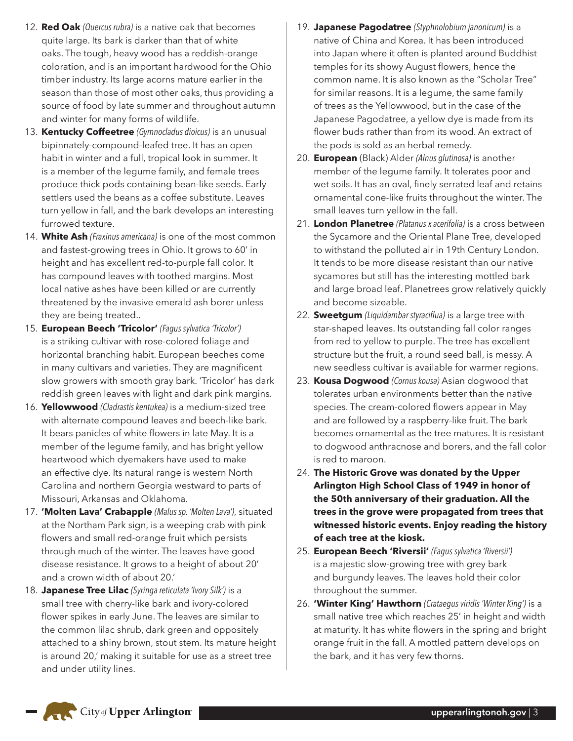12. **Red Oak** *(Quercus rubra)* is a native oak that becomes quite large. Its bark is darker than that of white oaks. The tough, heavy wood has a reddish-orange coloration, and is an important hardwood for the Ohio timber industry. Its large acorns mature earlier in the season than those of most other oaks, thus providing a source of food by late summer and throughout autumn and winter for many forms of wildlife.
13. **Kentucky Coffeetree** *(Gymnocladus dioicus)* is an unusual bipinnately-compound-leafed tree. It has an open habit in winter and a full, tropical look in summer. It is a member of the legume family, and female trees produce thick pods containing bean-like seeds. Early settlers used the beans as a coffee substitute. Leaves turn yellow in fall, and the bark develops an interesting furrowed texture.
14. **White Ash** *(Fraxinus americana)* is one of the most common and fastest-growing trees in Ohio. It grows to 60' in height and has excellent red-to-purple fall color. It has compound leaves with toothed margins. Most local native ashes have been killed or are currently threatened by the invasive emerald ash borer unless they are being treated..
15. **European Beech 'Tricolor'** *(Fagus sylvatica 'Tricolor')* is a striking cultivar with rose-colored foliage and horizontal branching habit. European beeches come in many cultivars and varieties. They are magnificent slow growers with smooth gray bark. 'Tricolor' has dark reddish green leaves with light and dark pink margins.
16. **Yellowwood** *(Cladrastis kentukea)* is a medium-sized tree with alternate compound leaves and beech-like bark. It bears panicles of white flowers in late May. It is a member of the legume family, and has bright yellow heartwood which dyemakers have used to make an effective dye. Its natural range is western North Carolina and northern Georgia westward to parts of Missouri, Arkansas and Oklahoma.
17. **'Molten Lava' Crabapple** *(Malus sp. 'Molten Lava')*, situated at the Northam Park sign, is a weeping crab with pink flowers and small red-orange fruit which persists through much of the winter. The leaves have good disease resistance. It grows to a height of about 20' and a crown width of about 20.'
18. **Japanese Tree Lilac** *(Syringa reticulata 'Ivory Silk')* is a small tree with cherry-like bark and ivory-colored flower spikes in early June. The leaves are similar to the common lilac shrub, dark green and oppositely attached to a shiny brown, stout stem. Its mature height is around 20,' making it suitable for use as a street tree and under utility lines.
19. **Japanese Pagodatree** *(Styphnolobium janonicum)* is a native of China and Korea. It has been introduced into Japan where it often is planted around Buddhist temples for its showy August flowers, hence the common name. It is also known as the "Scholar Tree" for similar reasons. It is a legume, the same family of trees as the Yellowwood, but in the case of the Japanese Pagodatree, a yellow dye is made from its flower buds rather than from its wood. An extract of the pods is sold as an herbal remedy.
20. **European** (Black) Alder *(Alnus glutinosa)* is another member of the legume family. It tolerates poor and wet soils. It has an oval, finely serrated leaf and retains ornamental cone-like fruits throughout the winter. The small leaves turn yellow in the fall.
21. **London Planetree** *(Platanus x acerifolia)* is a cross between the Sycamore and the Oriental Plane Tree, developed to withstand the polluted air in 19th Century London. It tends to be more disease resistant than our native sycamores but still has the interesting mottled bark and large broad leaf. Planetrees grow relatively quickly and become sizeable.
22. **Sweetgum** *(Liquidambar styraciflua)* is a large tree with star-shaped leaves. Its outstanding fall color ranges from red to yellow to purple. The tree has excellent structure but the fruit, a round seed ball, is messy. A new seedless cultivar is available for warmer regions.
23. **Kousa Dogwood** *(Cornus kousa)* Asian dogwood that tolerates urban environments better than the native species. The cream-colored flowers appear in May and are followed by a raspberry-like fruit. The bark becomes ornamental as the tree matures. It is resistant to dogwood anthracnose and borers, and the fall color is red to maroon.
24. **The Historic Grove was donated by the Upper Arlington High School Class of 1949 in honor of the 50th anniversary of their graduation. All the trees in the grove were propagated from trees that witnessed historic events. Enjoy reading the history of each tree at the kiosk.**
25. **European Beech 'Riversii'** *(Fagus sylvatica 'Riversii')* is a majestic slow-growing tree with grey bark and burgundy leaves. The leaves hold their color throughout the summer.
26. **'Winter King' Hawthorn** *(Crataegus viridis 'Winter King')* is a small native tree which reaches 25' in height and width at maturity. It has white flowers in the spring and bright orange fruit in the fall. A mottled pattern develops on the bark, and it has very few thorns.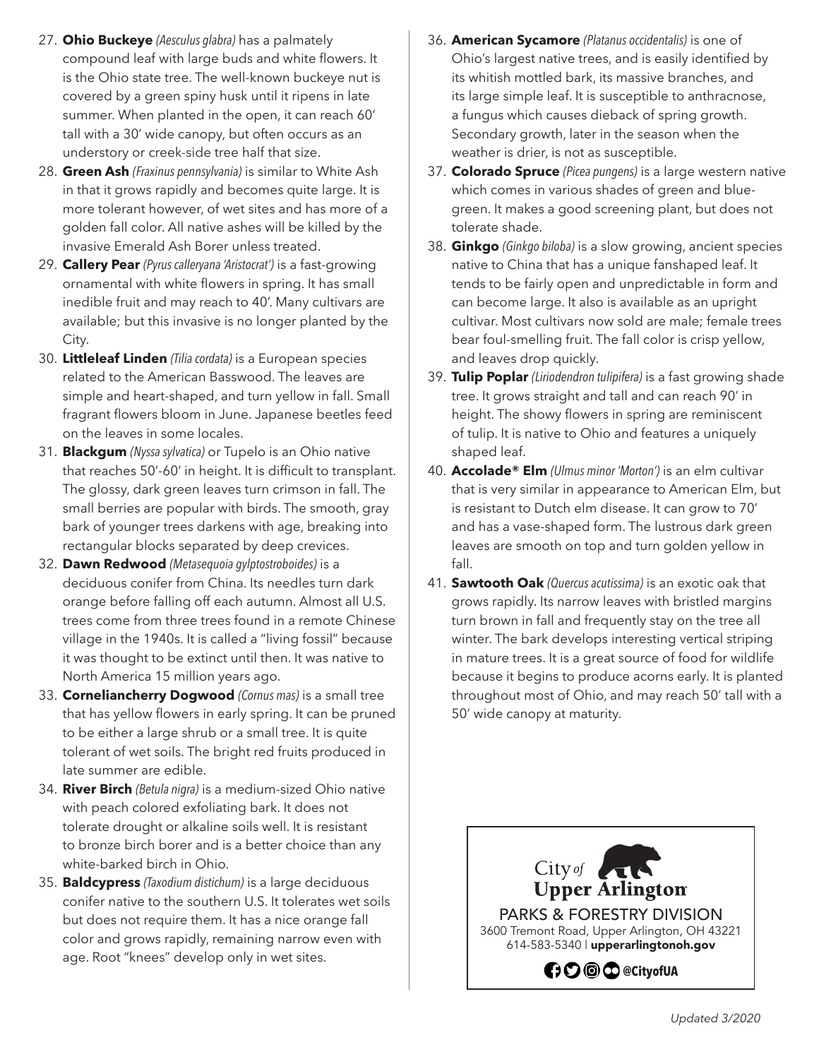27. **Ohio Buckeye** *(Aesculus glabra)* has a palmately compound leaf with large buds and white flowers. It is the Ohio state tree. The well-known buckeye nut is covered by a green spiny husk until it ripens in late summer. When planted in the open, it can reach 60' tall with a 30' wide canopy, but often occurs as an understory or creek-side tree half that size.
28. **Green Ash** *(Fraxinus pennsylvania)* is similar to White Ash in that it grows rapidly and becomes quite large. It is more tolerant however, of wet sites and has more of a golden fall color. All native ashes will be killed by the invasive Emerald Ash Borer unless treated.
29. **Callery Pear** *(Pyrus calleryana 'Aristocrat')* is a fast-growing ornamental with white flowers in spring. It has small inedible fruit and may reach to 40'. Many cultivars are available; but this invasive is no longer planted by the City.
30. **Littleleaf Linden** *(Tilia cordata)* is a European species related to the American Basswood. The leaves are simple and heart-shaped, and turn yellow in fall. Small fragrant flowers bloom in June. Japanese beetles feed on the leaves in some locales.
31. **Blackgum** *(Nyssa sylvatica)* or Tupelo is an Ohio native that reaches 50'-60' in height. It is difficult to transplant. The glossy, dark green leaves turn crimson in fall. The small berries are popular with birds. The smooth, gray bark of younger trees darkens with age, breaking into rectangular blocks separated by deep crevices.
32. **Dawn Redwood** *(Metasequoia gylptostroboides)* is a deciduous conifer from China. Its needles turn dark orange before falling off each autumn. Almost all U.S. trees come from three trees found in a remote Chinese village in the 1940s. It is called a "living fossil" because it was thought to be extinct until then. It was native to North America 15 million years ago.
33. **Corneliancherry Dogwood** *(Cornus mas)* is a small tree that has yellow flowers in early spring. It can be pruned to be either a large shrub or a small tree. It is quite tolerant of wet soils. The bright red fruits produced in late summer are edible.
34. **River Birch** *(Betula nigra)* is a medium-sized Ohio native with peach colored exfoliating bark. It does not tolerate drought or alkaline soils well. It is resistant to bronze birch borer and is a better choice than any white-barked birch in Ohio.
35. **Baldcypress** *(Taxodium distichum)* is a large deciduous conifer native to the southern U.S. It tolerates wet soils but does not require them. It has a nice orange fall color and grows rapidly, remaining narrow even with age. Root "knees" develop only in wet sites.
36. **American Sycamore** *(Platanus occidentalis)* is one of Ohio's largest native trees, and is easily identified by its whitish mottled bark, its massive branches, and its large simple leaf. It is susceptible to anthracnose, a fungus which causes dieback of spring growth. Secondary growth, later in the season when the weather is drier, is not as susceptible.
37. **Colorado Spruce** *(Picea pungens)* is a large western native which comes in various shades of green and blue-green. It makes a good screening plant, but does not tolerate shade.
38. **Ginkgo** *(Ginkgo biloba)* is a slow growing, ancient species native to China that has a unique fanshaped leaf. It tends to be fairly open and unpredictable in form and can become large. It also is available as an upright cultivar. Most cultivars now sold are male; female trees bear foul-smelling fruit. The fall color is crisp yellow, and leaves drop quickly.
39. **Tulip Poplar** *(Liriodendron tulipifera)* is a fast growing shade tree. It grows straight and tall and can reach 90' in height. The showy flowers in spring are reminiscent of tulip. It is native to Ohio and features a uniquely shaped leaf.
40. **Accolade® Elm** *(Ulmus minor 'Morton')* is an elm cultivar that is very similar in appearance to American Elm, but is resistant to Dutch elm disease. It can grow to 70' and has a vase-shaped form. The lustrous dark green leaves are smooth on top and turn golden yellow in fall.
41. **Sawtooth Oak** *(Quercus acutissima)* is an exotic oak that grows rapidly. Its narrow leaves with bristled margins turn brown in fall and frequently stay on the tree all winter. The bark develops interesting vertical striping in mature trees. It is a great source of food for wildlife because it begins to produce acorns early. It is planted throughout most of Ohio, and may reach 50' tall with a 50' wide canopy at maturity.

City *of* **Upper Arlington**

PARKS & FORESTRY DIVISION
3600 Tremont Road, Upper Arlington, OH 43221
614-583-5340 | **upperarlingtonoh.gov**

**@CityofUA**

*Updated 3/2020*